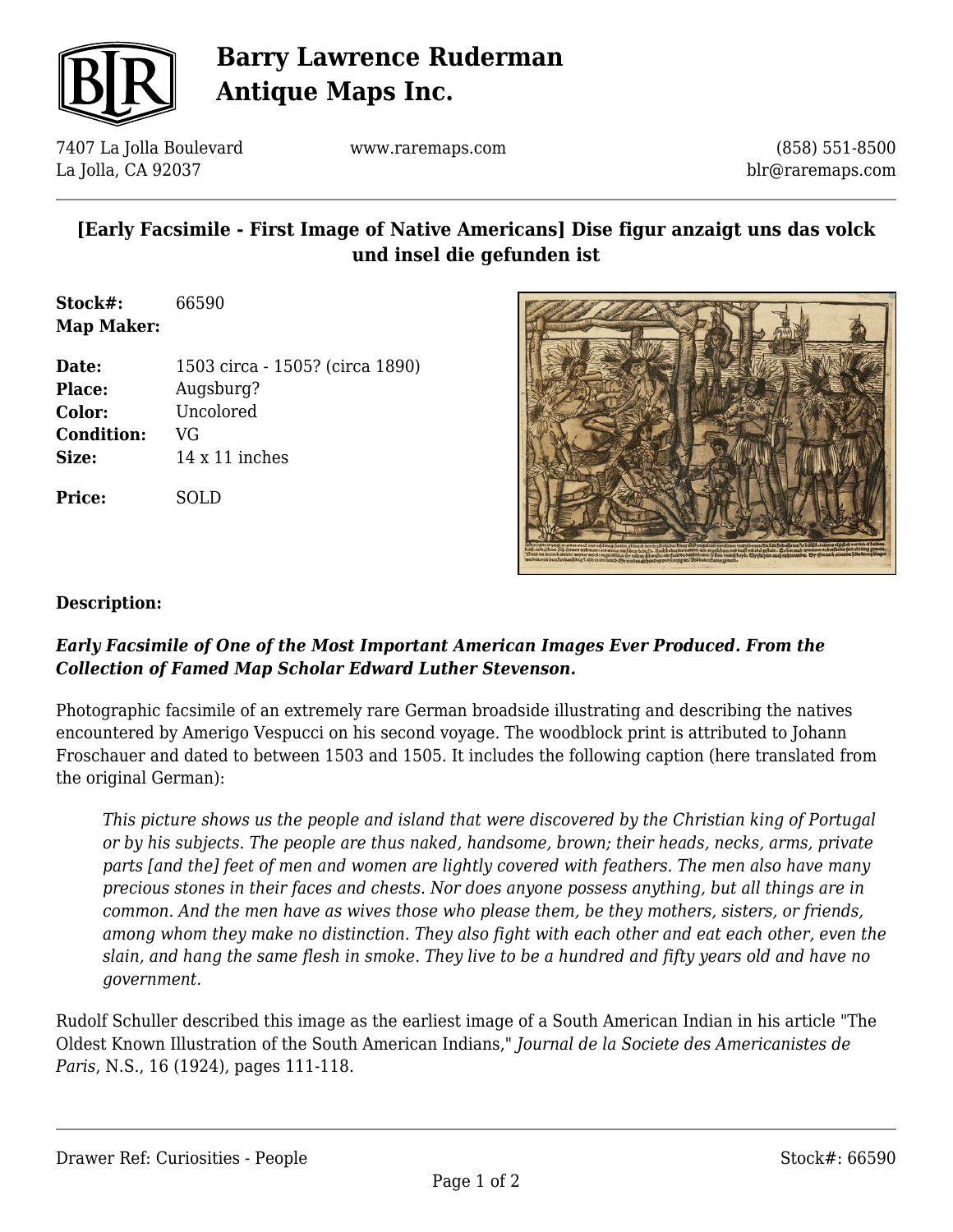# Barry Lawrence Ruderman Antique Maps Inc.

7407 La Jolla Boulevard
La Jolla, CA 92037

www.raremaps.com

(858) 551-8500
blr@raremaps.com

## [Early Facsimile - First Image of Native Americans] Dise figur anzaigt uns das volck und insel die gefunden ist

**Stock#:** 66590
**Map Maker:**

**Date:** 1503 circa - 1505? (circa 1890)
**Place:** Augsburg?
**Color:** Uncolored
**Condition:** VG
**Size:** 14 x 11 inches

**Price:** SOLD

### Description:

***Early Facsimile of One of the Most Important American Images Ever Produced. From the Collection of Famed Map Scholar Edward Luther Stevenson.***

Photographic facsimile of an extremely rare German broadside illustrating and describing the natives encountered by Amerigo Vespucci on his second voyage. The woodblock print is attributed to Johann Froschauer and dated to between 1503 and 1505. It includes the following caption (here translated from the original German):

> *This picture shows us the people and island that were discovered by the Christian king of Portugal or by his subjects. The people are thus naked, handsome, brown; their heads, necks, arms, private parts [and the] feet of men and women are lightly covered with feathers. The men also have many precious stones in their faces and chests. Nor does anyone possess anything, but all things are in common. And the men have as wives those who please them, be they mothers, sisters, or friends, among whom they make no distinction. They also fight with each other and eat each other, even the slain, and hang the same flesh in smoke. They live to be a hundred and fifty years old and have no government.*

Rudolf Schuller described this image as the earliest image of a South American Indian in his article "The Oldest Known Illustration of the South American Indians," *Journal de la Societe des Americanistes de Paris*, N.S., 16 (1924), pages 111-118.

Drawer Ref: Curiosities - People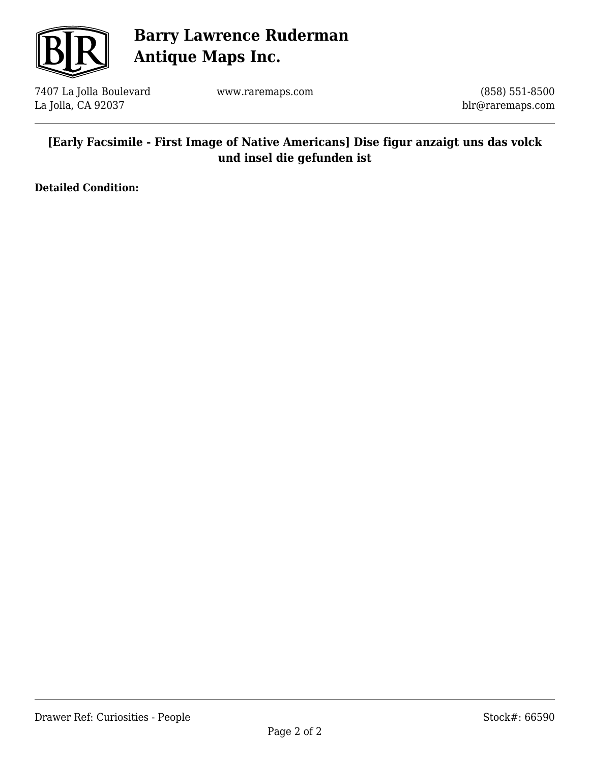**[Early Facsimile - First Image of Native Americans] Dise figur anzaigt uns das volck und insel die gefunden ist**

**Detailed Condition:**